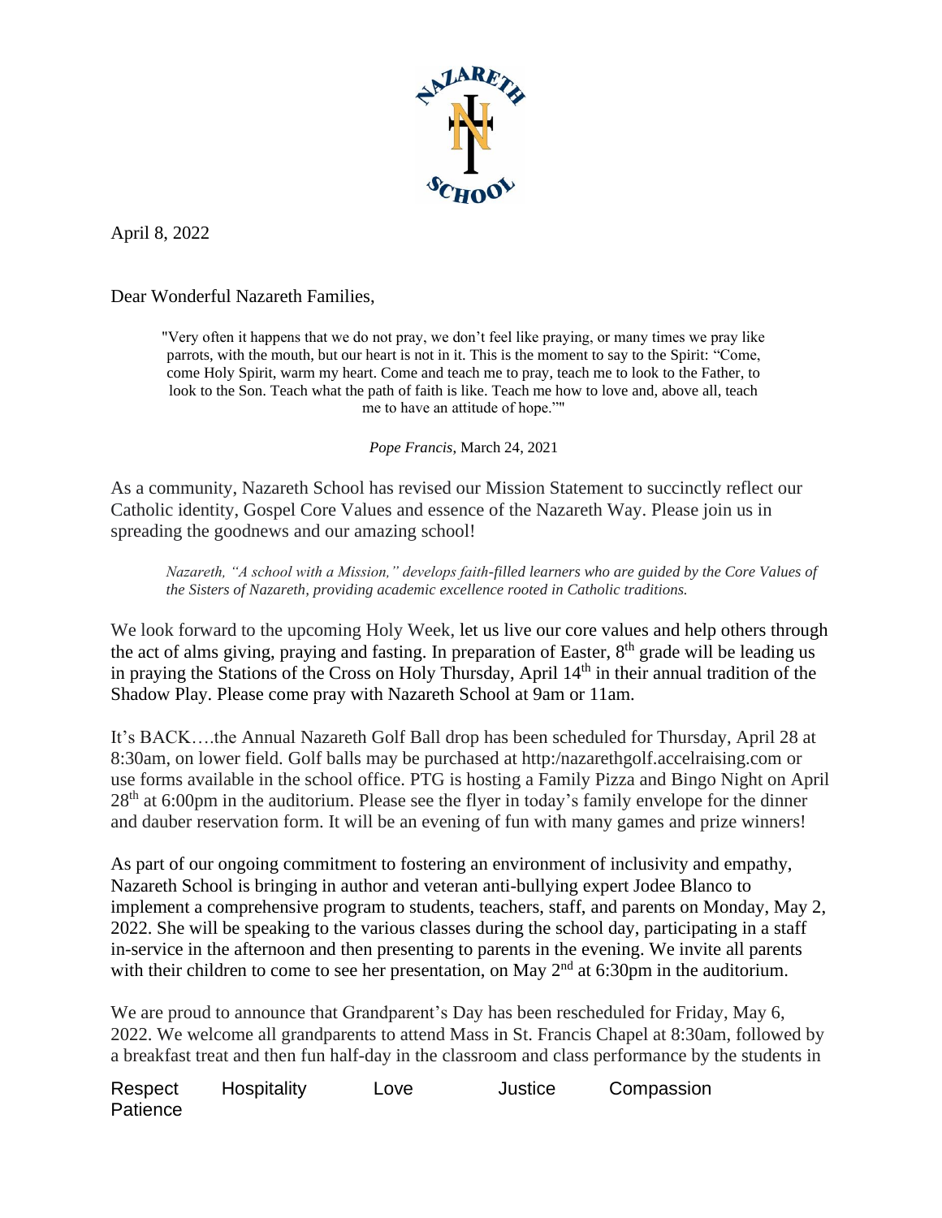April 8, 2022

Dear Wonderful Nazareth Families,

> "Very often it happens that we do not pray, we don't feel like praying, or many times we pray like parrots, with the mouth, but our heart is not in it. This is the moment to say to the Spirit: "Come, come Holy Spirit, warm my heart. Come and teach me to pray, teach me to look to the Father, to look to the Son. Teach what the path of faith is like. Teach me how to love and, above all, teach me to have an attitude of hope.""
>
> *Pope Francis*, March 24, 2021

As a community, Nazareth School has revised our Mission Statement to succinctly reflect our Catholic identity, Gospel Core Values and essence of the Nazareth Way. Please join us in spreading the goodnews and our amazing school!

> *Nazareth, "A school with a Mission," develops faith-filled learners who are guided by the Core Values of the Sisters of Nazareth, providing academic excellence rooted in Catholic traditions.*

We look forward to the upcoming Holy Week, let us live our core values and help others through the act of alms giving, praying and fasting. In preparation of Easter, 8th grade will be leading us in praying the Stations of the Cross on Holy Thursday, April 14th in their annual tradition of the Shadow Play. Please come pray with Nazareth School at 9am or 11am.

It's BACK….the Annual Nazareth Golf Ball drop has been scheduled for Thursday, April 28 at 8:30am, on lower field. Golf balls may be purchased at http:/nazarethgolf.accelraising.com or use forms available in the school office. PTG is hosting a Family Pizza and Bingo Night on April 28th at 6:00pm in the auditorium. Please see the flyer in today's family envelope for the dinner and dauber reservation form. It will be an evening of fun with many games and prize winners!

As part of our ongoing commitment to fostering an environment of inclusivity and empathy, Nazareth School is bringing in author and veteran anti-bullying expert Jodee Blanco to implement a comprehensive program to students, teachers, staff, and parents on Monday, May 2, 2022. She will be speaking to the various classes during the school day, participating in a staff in-service in the afternoon and then presenting to parents in the evening. We invite all parents with their children to come to see her presentation, on May 2nd at 6:30pm in the auditorium.

We are proud to announce that Grandparent's Day has been rescheduled for Friday, May 6, 2022. We welcome all grandparents to attend Mass in St. Francis Chapel at 8:30am, followed by a breakfast treat and then fun half-day in the classroom and class performance by the students in

Respect Hospitality Love Justice Compassion Patience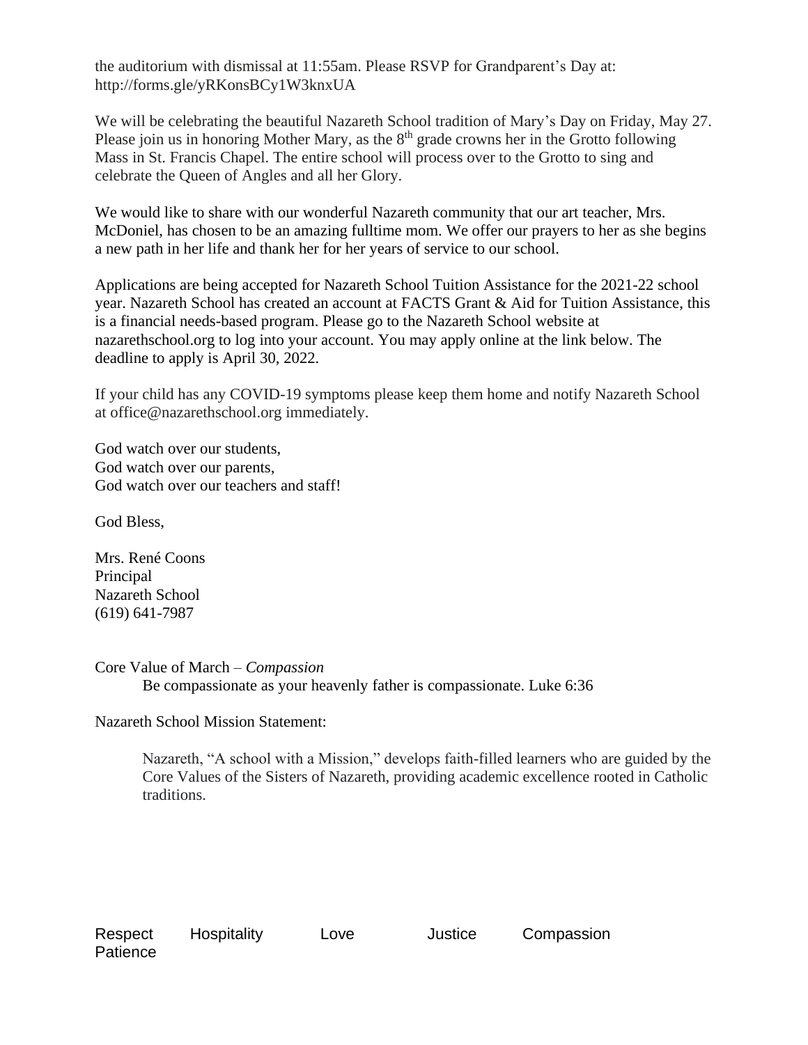the auditorium with dismissal at 11:55am. Please RSVP for Grandparent's Day at: http://forms.gle/yRKonsBCy1W3knxUA

We will be celebrating the beautiful Nazareth School tradition of Mary's Day on Friday, May 27. Please join us in honoring Mother Mary, as the 8th grade crowns her in the Grotto following Mass in St. Francis Chapel. The entire school will process over to the Grotto to sing and celebrate the Queen of Angles and all her Glory.

We would like to share with our wonderful Nazareth community that our art teacher, Mrs. McDoniel, has chosen to be an amazing fulltime mom. We offer our prayers to her as she begins a new path in her life and thank her for her years of service to our school.

Applications are being accepted for Nazareth School Tuition Assistance for the 2021-22 school year. Nazareth School has created an account at FACTS Grant & Aid for Tuition Assistance, this is a financial needs-based program. Please go to the Nazareth School website at nazarethschool.org to log into your account. You may apply online at the link below. The deadline to apply is April 30, 2022.

If your child has any COVID-19 symptoms please keep them home and notify Nazareth School at office@nazarethschool.org immediately.

God watch over our students,  
God watch over our parents,  
God watch over our teachers and staff!

God Bless,

Mrs. René Coons  
Principal  
Nazareth School  
(619) 641-7987

Core Value of March – *Compassion*

> Be compassionate as your heavenly father is compassionate. Luke 6:36

Nazareth School Mission Statement:

> Nazareth, "A school with a Mission," develops faith-filled learners who are guided by the Core Values of the Sisters of Nazareth, providing academic excellence rooted in Catholic traditions.

Respect Hospitality Love Justice Compassion Patience